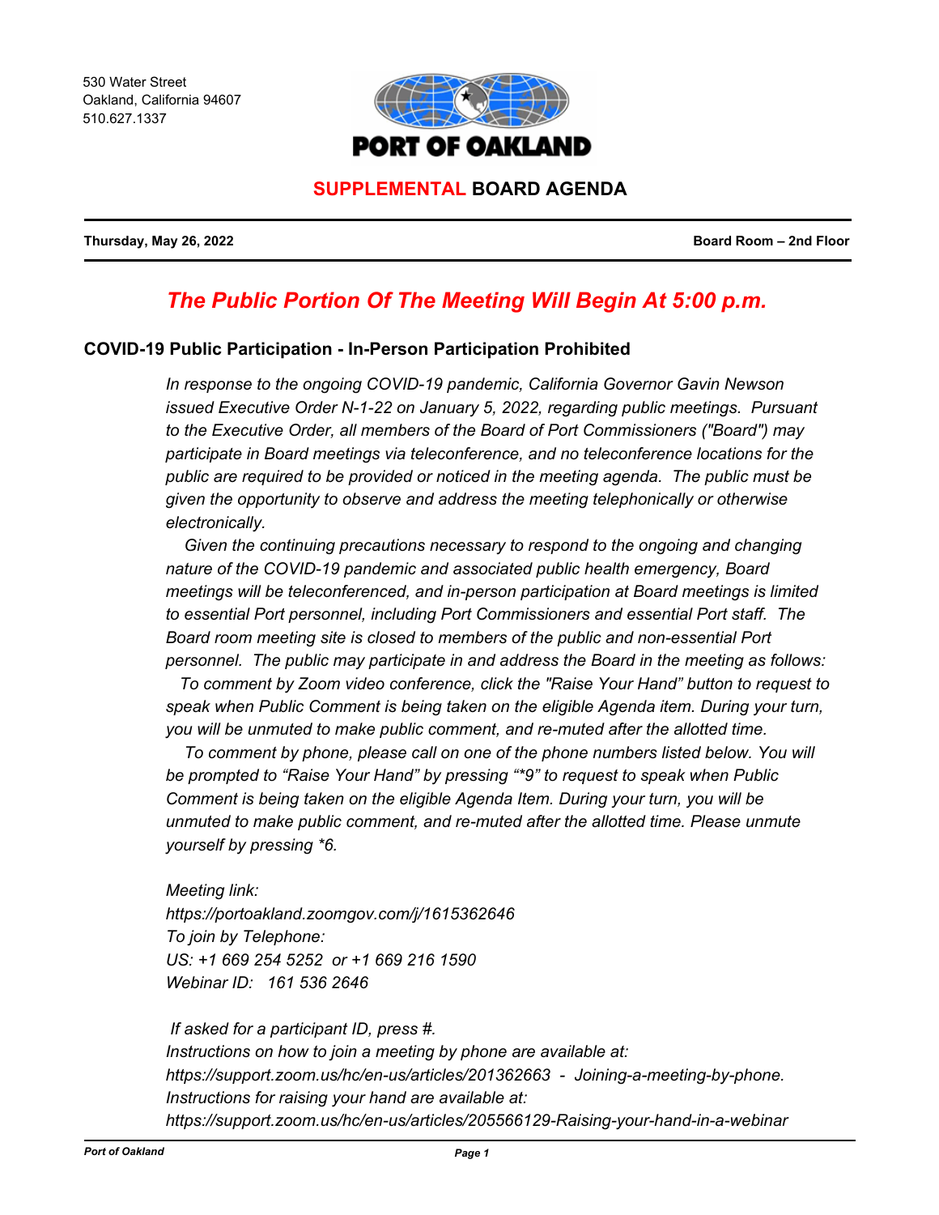530 Water Street
Oakland, California 94607
510.627.1337

# PORT OF OAKLAND

## SUPPLEMENTAL BOARD AGENDA

**Thursday, May 26, 2022** | **Board Room – 2nd Floor**

## *The Public Portion Of The Meeting Will Begin At 5:00 p.m.*

### COVID-19 Public Participation - In-Person Participation Prohibited

*In response to the ongoing COVID-19 pandemic, California Governor Gavin Newson issued Executive Order N-1-22 on January 5, 2022, regarding public meetings. Pursuant to the Executive Order, all members of the Board of Port Commissioners ("Board") may participate in Board meetings via teleconference, and no teleconference locations for the public are required to be provided or noticed in the meeting agenda. The public must be given the opportunity to observe and address the meeting telephonically or otherwise electronically.*

*Given the continuing precautions necessary to respond to the ongoing and changing nature of the COVID-19 pandemic and associated public health emergency, Board meetings will be teleconferenced, and in-person participation at Board meetings is limited to essential Port personnel, including Port Commissioners and essential Port staff. The Board room meeting site is closed to members of the public and non-essential Port personnel. The public may participate in and address the Board in the meeting as follows:*

*To comment by Zoom video conference, click the "Raise Your Hand" button to request to speak when Public Comment is being taken on the eligible Agenda item. During your turn, you will be unmuted to make public comment, and re-muted after the allotted time.*

*To comment by phone, please call on one of the phone numbers listed below. You will be prompted to "Raise Your Hand" by pressing "*9" to request to speak when Public Comment is being taken on the eligible Agenda Item. During your turn, you will be unmuted to make public comment, and re-muted after the allotted time. Please unmute yourself by pressing *6.*

*Meeting link:*
*https://portoakland.zoomgov.com/j/1615362646*
*To join by Telephone:*
*US: +1 669 254 5252 or +1 669 216 1590*
*Webinar ID: 161 536 2646*

*If asked for a participant ID, press #.*
*Instructions on how to join a meeting by phone are available at:*
*https://support.zoom.us/hc/en-us/articles/201362663 - Joining-a-meeting-by-phone.*
*Instructions for raising your hand are available at:*
*https://support.zoom.us/hc/en-us/articles/205566129-Raising-your-hand-in-a-webinar*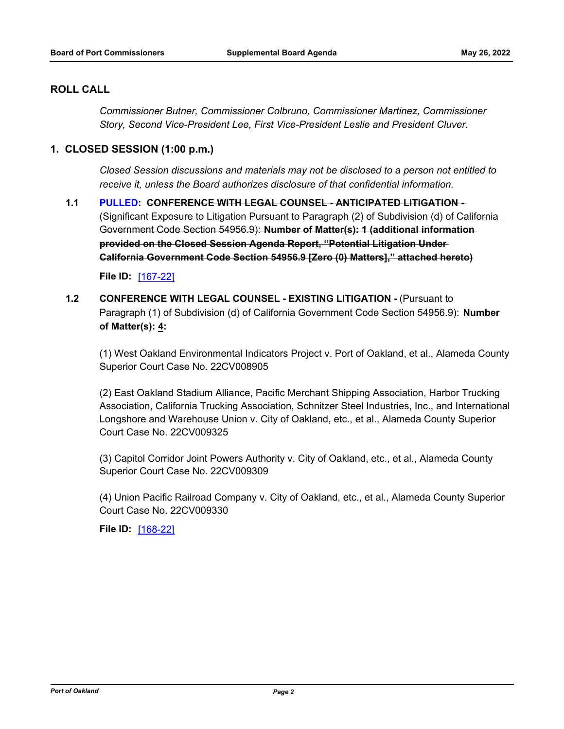## ROLL CALL

*Commissioner Butner, Commissioner Colbruno, Commissioner Martinez, Commissioner Story, Second Vice-President Lee, First Vice-President Leslie and President Cluver.*

## 1. CLOSED SESSION (1:00 p.m.)

*Closed Session discussions and materials may not be disclosed to a person not entitled to receive it, unless the Board authorizes disclosure of that confidential information.*

**1.1** **PULLED**: ~~**CONFERENCE WITH LEGAL COUNSEL - ANTICIPATED LITIGATION -** (Significant Exposure to Litigation Pursuant to Paragraph (2) of Subdivision (d) of California Government Code Section 54956.9): **Number of Matter(s): 1 (additional information provided on the Closed Session Agenda Report, "Potential Litigation Under California Government Code Section 54956.9 [Zero (0) Matters]," attached hereto)**~~

**File ID:** [167-22]

**1.2** **CONFERENCE WITH LEGAL COUNSEL - EXISTING LITIGATION -** (Pursuant to Paragraph (1) of Subdivision (d) of California Government Code Section 54956.9): **Number of Matter(s): 4:**

(1) West Oakland Environmental Indicators Project v. Port of Oakland, et al., Alameda County Superior Court Case No. 22CV008905

(2) East Oakland Stadium Alliance, Pacific Merchant Shipping Association, Harbor Trucking Association, California Trucking Association, Schnitzer Steel Industries, Inc., and International Longshore and Warehouse Union v. City of Oakland, etc., et al., Alameda County Superior Court Case No. 22CV009325

(3) Capitol Corridor Joint Powers Authority v. City of Oakland, etc., et al., Alameda County Superior Court Case No. 22CV009309

(4) Union Pacific Railroad Company v. City of Oakland, etc., et al., Alameda County Superior Court Case No. 22CV009330

**File ID:** [168-22]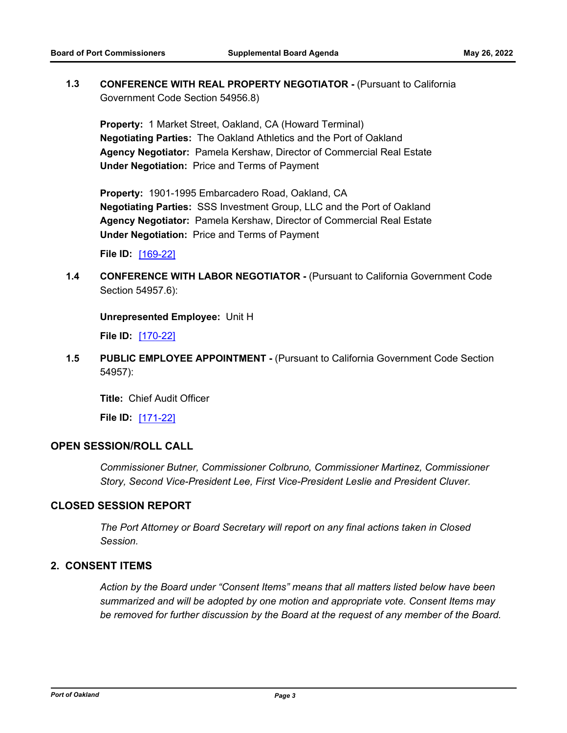**1.3 CONFERENCE WITH REAL PROPERTY NEGOTIATOR -** (Pursuant to California Government Code Section 54956.8)

**Property:** 1 Market Street, Oakland, CA (Howard Terminal)
**Negotiating Parties:** The Oakland Athletics and the Port of Oakland
**Agency Negotiator:** Pamela Kershaw, Director of Commercial Real Estate
**Under Negotiation:** Price and Terms of Payment

**Property:** 1901-1995 Embarcadero Road, Oakland, CA
**Negotiating Parties:** SSS Investment Group, LLC and the Port of Oakland
**Agency Negotiator:** Pamela Kershaw, Director of Commercial Real Estate
**Under Negotiation:** Price and Terms of Payment

**File ID:** [169-22]

**1.4 CONFERENCE WITH LABOR NEGOTIATOR -** (Pursuant to California Government Code Section 54957.6):

**Unrepresented Employee:** Unit H

**File ID:** [170-22]

**1.5 PUBLIC EMPLOYEE APPOINTMENT -** (Pursuant to California Government Code Section 54957):

**Title:** Chief Audit Officer

**File ID:** [171-22]

## OPEN SESSION/ROLL CALL

*Commissioner Butner, Commissioner Colbruno, Commissioner Martinez, Commissioner Story, Second Vice-President Lee, First Vice-President Leslie and President Cluver.*

## CLOSED SESSION REPORT

*The Port Attorney or Board Secretary will report on any final actions taken in Closed Session.*

## 2. CONSENT ITEMS

*Action by the Board under "Consent Items" means that all matters listed below have been summarized and will be adopted by one motion and appropriate vote. Consent Items may be removed for further discussion by the Board at the request of any member of the Board.*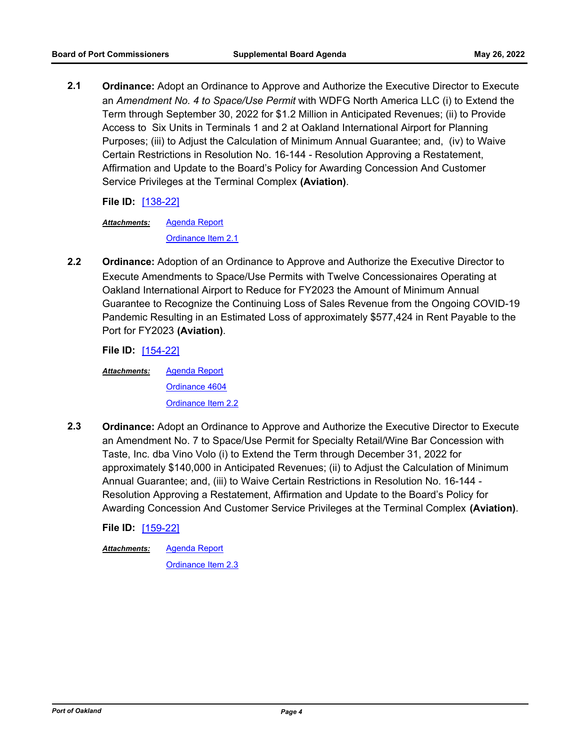**2.1** **Ordinance:** Adopt an Ordinance to Approve and Authorize the Executive Director to Execute an *Amendment No. 4 to Space/Use Permit* with WDFG North America LLC (i) to Extend the Term through September 30, 2022 for $1.2 Million in Anticipated Revenues; (ii) to Provide Access to Six Units in Terminals 1 and 2 at Oakland International Airport for Planning Purposes; (iii) to Adjust the Calculation of Minimum Annual Guarantee; and, (iv) to Waive Certain Restrictions in Resolution No. 16-144 - Resolution Approving a Restatement, Affirmation and Update to the Board's Policy for Awarding Concession And Customer Service Privileges at the Terminal Complex **(Aviation)**.

**File ID:** [138-22]

***Attachments:*** Agenda Report
Ordinance Item 2.1

**2.2** **Ordinance:** Adoption of an Ordinance to Approve and Authorize the Executive Director to Execute Amendments to Space/Use Permits with Twelve Concessionaires Operating at Oakland International Airport to Reduce for FY2023 the Amount of Minimum Annual Guarantee to Recognize the Continuing Loss of Sales Revenue from the Ongoing COVID-19 Pandemic Resulting in an Estimated Loss of approximately $577,424 in Rent Payable to the Port for FY2023 **(Aviation)**.

**File ID:** [154-22]

***Attachments:*** Agenda Report
Ordinance 4604
Ordinance Item 2.2

**2.3** **Ordinance:** Adopt an Ordinance to Approve and Authorize the Executive Director to Execute an Amendment No. 7 to Space/Use Permit for Specialty Retail/Wine Bar Concession with Taste, Inc. dba Vino Volo (i) to Extend the Term through December 31, 2022 for approximately $140,000 in Anticipated Revenues; (ii) to Adjust the Calculation of Minimum Annual Guarantee; and, (iii) to Waive Certain Restrictions in Resolution No. 16-144 - Resolution Approving a Restatement, Affirmation and Update to the Board's Policy for Awarding Concession And Customer Service Privileges at the Terminal Complex **(Aviation)**.

**File ID:** [159-22]

***Attachments:*** Agenda Report
Ordinance Item 2.3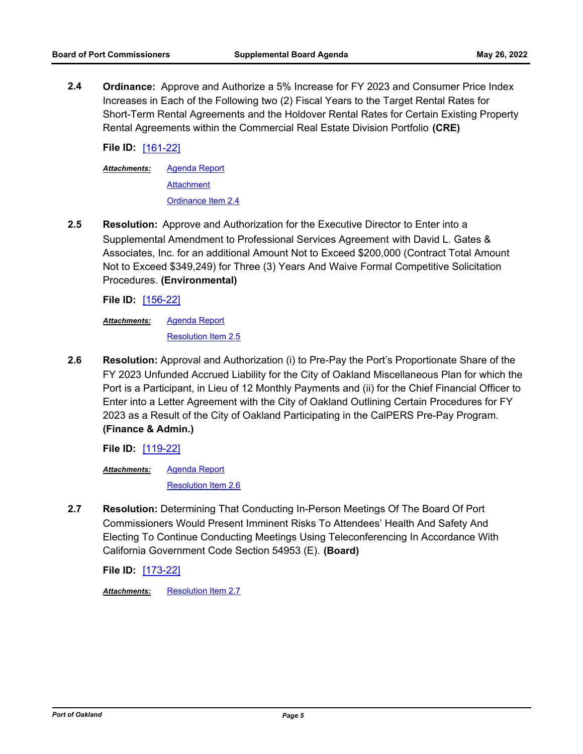**2.4** **Ordinance:** Approve and Authorize a 5% Increase for FY 2023 and Consumer Price Index Increases in Each of the Following two (2) Fiscal Years to the Target Rental Rates for Short-Term Rental Agreements and the Holdover Rental Rates for Certain Existing Property Rental Agreements within the Commercial Real Estate Division Portfolio **(CRE)**

**File ID:** [161-22]

***Attachments:*** Agenda Report
Attachment
Ordinance Item 2.4

**2.5** **Resolution:** Approve and Authorization for the Executive Director to Enter into a Supplemental Amendment to Professional Services Agreement with David L. Gates & Associates, Inc. for an additional Amount Not to Exceed $200,000 (Contract Total Amount Not to Exceed $349,249) for Three (3) Years And Waive Formal Competitive Solicitation Procedures. **(Environmental)**

**File ID:** [156-22]

***Attachments:*** Agenda Report
Resolution Item 2.5

**2.6** **Resolution:** Approval and Authorization (i) to Pre-Pay the Port's Proportionate Share of the FY 2023 Unfunded Accrued Liability for the City of Oakland Miscellaneous Plan for which the Port is a Participant, in Lieu of 12 Monthly Payments and (ii) for the Chief Financial Officer to Enter into a Letter Agreement with the City of Oakland Outlining Certain Procedures for FY 2023 as a Result of the City of Oakland Participating in the CalPERS Pre-Pay Program. **(Finance & Admin.)**

**File ID:** [119-22]

***Attachments:*** Agenda Report
Resolution Item 2.6

**2.7** **Resolution:** Determining That Conducting In-Person Meetings Of The Board Of Port Commissioners Would Present Imminent Risks To Attendees' Health And Safety And Electing To Continue Conducting Meetings Using Teleconferencing In Accordance With California Government Code Section 54953 (E). **(Board)**

**File ID:** [173-22]

***Attachments:*** Resolution Item 2.7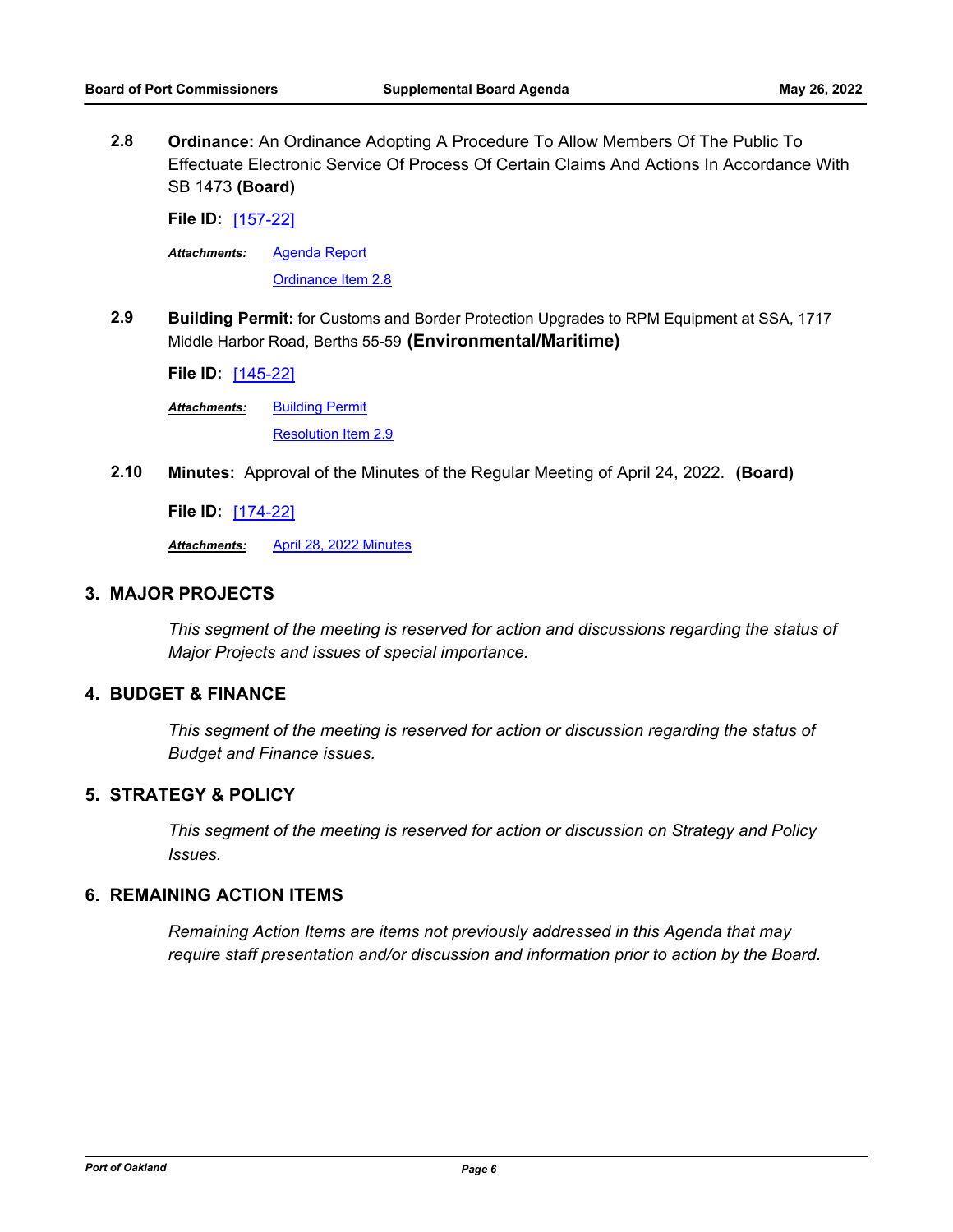**2.8** **Ordinance:** An Ordinance Adopting A Procedure To Allow Members Of The Public To Effectuate Electronic Service Of Process Of Certain Claims And Actions In Accordance With SB 1473 **(Board)**

**File ID:** [157-22]

***Attachments:*** Agenda Report
Ordinance Item 2.8

**2.9** **Building Permit:** for Customs and Border Protection Upgrades to RPM Equipment at SSA, 1717 Middle Harbor Road, Berths 55-59 **(Environmental/Maritime)**

**File ID:** [145-22]

***Attachments:*** Building Permit
Resolution Item 2.9

**2.10** **Minutes:** Approval of the Minutes of the Regular Meeting of April 24, 2022. **(Board)**

**File ID:** [174-22]

***Attachments:*** April 28, 2022 Minutes

## 3. MAJOR PROJECTS

*This segment of the meeting is reserved for action and discussions regarding the status of Major Projects and issues of special importance.*

## 4. BUDGET & FINANCE

*This segment of the meeting is reserved for action or discussion regarding the status of Budget and Finance issues.*

## 5. STRATEGY & POLICY

*This segment of the meeting is reserved for action or discussion on Strategy and Policy Issues.*

## 6. REMAINING ACTION ITEMS

*Remaining Action Items are items not previously addressed in this Agenda that may require staff presentation and/or discussion and information prior to action by the Board.*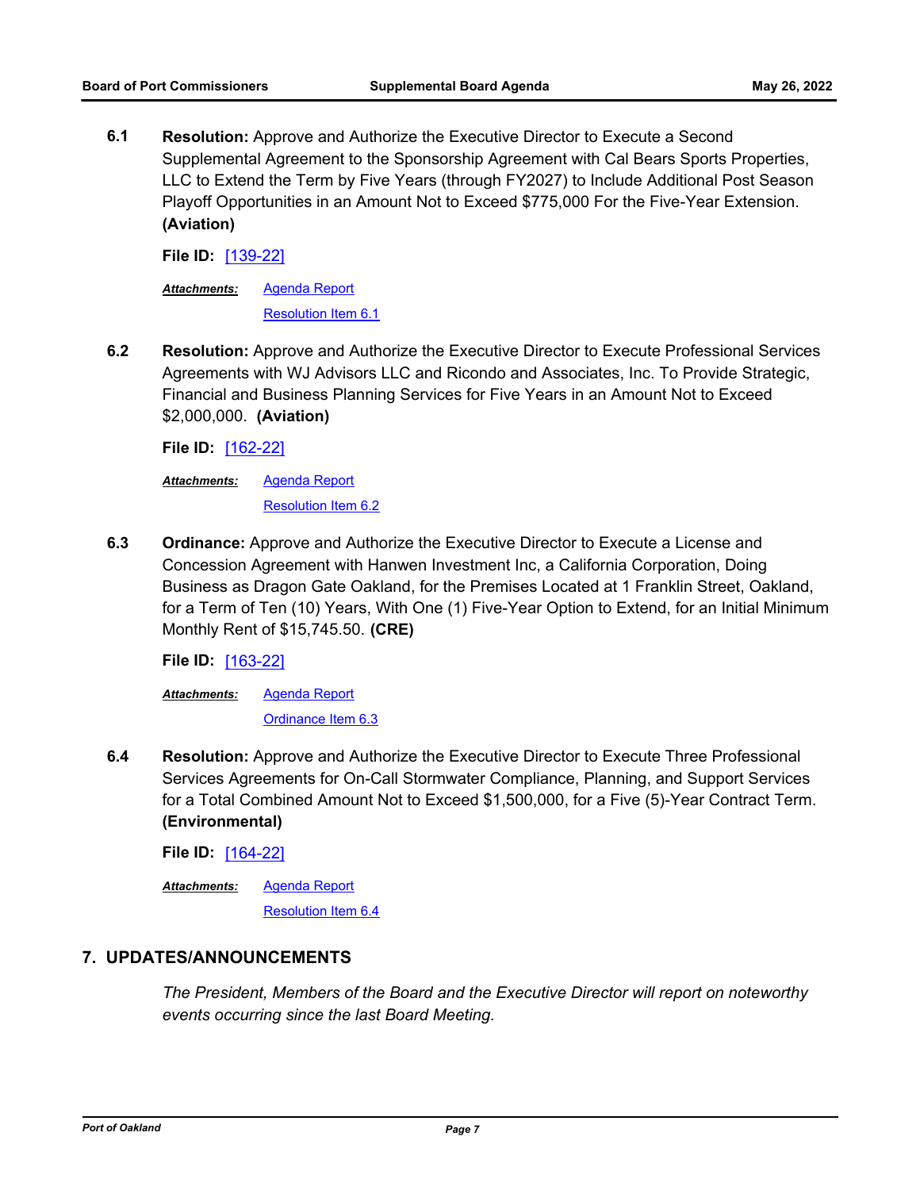**6.1** **Resolution:** Approve and Authorize the Executive Director to Execute a Second Supplemental Agreement to the Sponsorship Agreement with Cal Bears Sports Properties, LLC to Extend the Term by Five Years (through FY2027) to Include Additional Post Season Playoff Opportunities in an Amount Not to Exceed $775,000 For the Five-Year Extension. **(Aviation)**

**File ID:** [139-22]

***Attachments:*** Agenda Report
Resolution Item 6.1

**6.2** **Resolution:** Approve and Authorize the Executive Director to Execute Professional Services Agreements with WJ Advisors LLC and Ricondo and Associates, Inc. To Provide Strategic, Financial and Business Planning Services for Five Years in an Amount Not to Exceed $2,000,000. **(Aviation)**

**File ID:** [162-22]

***Attachments:*** Agenda Report
Resolution Item 6.2

**6.3** **Ordinance:** Approve and Authorize the Executive Director to Execute a License and Concession Agreement with Hanwen Investment Inc, a California Corporation, Doing Business as Dragon Gate Oakland, for the Premises Located at 1 Franklin Street, Oakland, for a Term of Ten (10) Years, With One (1) Five-Year Option to Extend, for an Initial Minimum Monthly Rent of $15,745.50. **(CRE)**

**File ID:** [163-22]

***Attachments:*** Agenda Report
Ordinance Item 6.3

**6.4** **Resolution:** Approve and Authorize the Executive Director to Execute Three Professional Services Agreements for On-Call Stormwater Compliance, Planning, and Support Services for a Total Combined Amount Not to Exceed $1,500,000, for a Five (5)-Year Contract Term. **(Environmental)**

**File ID:** [164-22]

***Attachments:*** Agenda Report
Resolution Item 6.4

## 7. UPDATES/ANNOUNCEMENTS

*The President, Members of the Board and the Executive Director will report on noteworthy events occurring since the last Board Meeting.*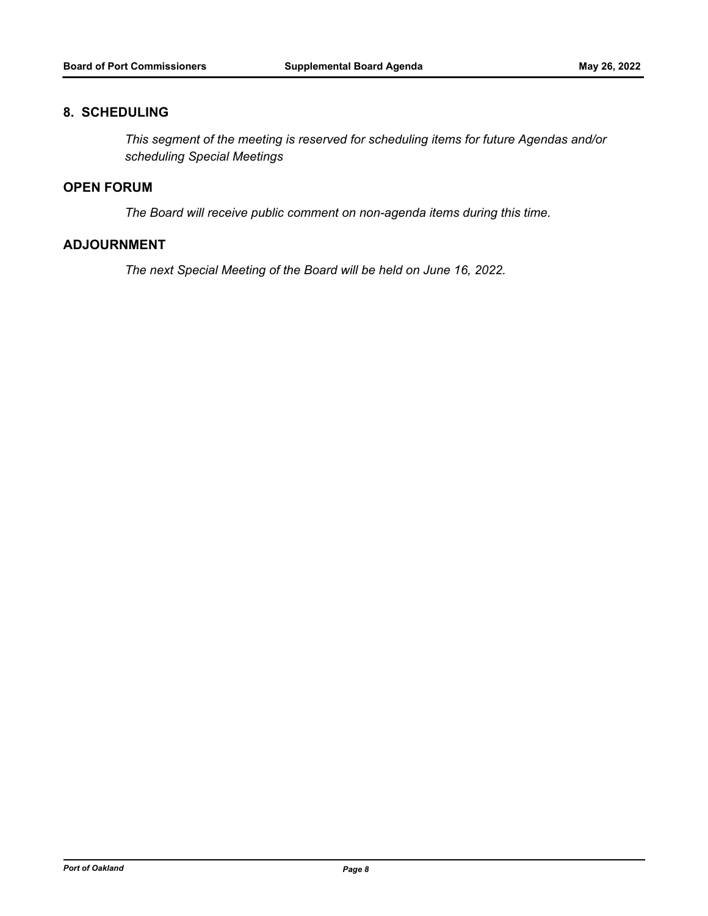## 8. SCHEDULING

*This segment of the meeting is reserved for scheduling items for future Agendas and/or scheduling Special Meetings*

## OPEN FORUM

*The Board will receive public comment on non-agenda items during this time.*

## ADJOURNMENT

*The next Special Meeting of the Board will be held on June 16, 2022.*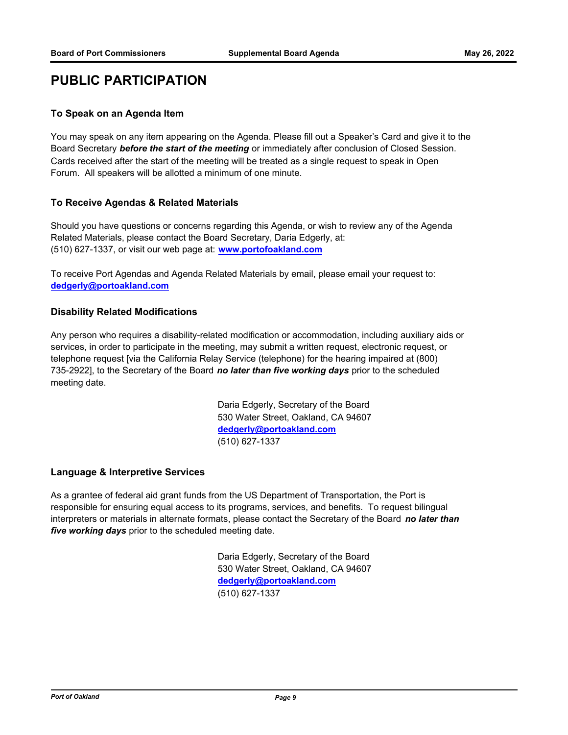# PUBLIC PARTICIPATION

### To Speak on an Agenda Item

You may speak on any item appearing on the Agenda. Please fill out a Speaker's Card and give it to the Board Secretary ***before the start of the meeting*** or immediately after conclusion of Closed Session. Cards received after the start of the meeting will be treated as a single request to speak in Open Forum. All speakers will be allotted a minimum of one minute.

### To Receive Agendas & Related Materials

Should you have questions or concerns regarding this Agenda, or wish to review any of the Agenda Related Materials, please contact the Board Secretary, Daria Edgerly, at: (510) 627-1337, or visit our web page at: **www.portofoakland.com**

To receive Port Agendas and Agenda Related Materials by email, please email your request to: **dedgerly@portoakland.com**

### Disability Related Modifications

Any person who requires a disability-related modification or accommodation, including auxiliary aids or services, in order to participate in the meeting, may submit a written request, electronic request, or telephone request [via the California Relay Service (telephone) for the hearing impaired at (800) 735-2922], to the Secretary of the Board ***no later than five working days*** prior to the scheduled meeting date.

Daria Edgerly, Secretary of the Board
530 Water Street, Oakland, CA 94607
**dedgerly@portoakland.com**
(510) 627-1337

### Language & Interpretive Services

As a grantee of federal aid grant funds from the US Department of Transportation, the Port is responsible for ensuring equal access to its programs, services, and benefits. To request bilingual interpreters or materials in alternate formats, please contact the Secretary of the Board ***no later than five working days*** prior to the scheduled meeting date.

Daria Edgerly, Secretary of the Board
530 Water Street, Oakland, CA 94607
**dedgerly@portoakland.com**
(510) 627-1337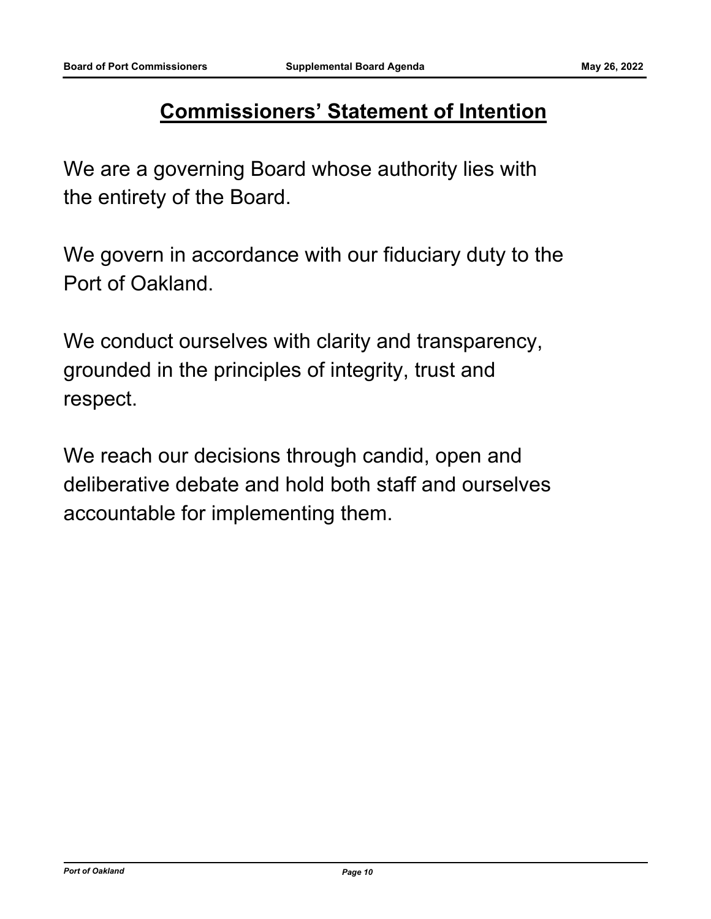# Commissioners' Statement of Intention

We are a governing Board whose authority lies with the entirety of the Board.

We govern in accordance with our fiduciary duty to the Port of Oakland.

We conduct ourselves with clarity and transparency, grounded in the principles of integrity, trust and respect.

We reach our decisions through candid, open and deliberative debate and hold both staff and ourselves accountable for implementing them.